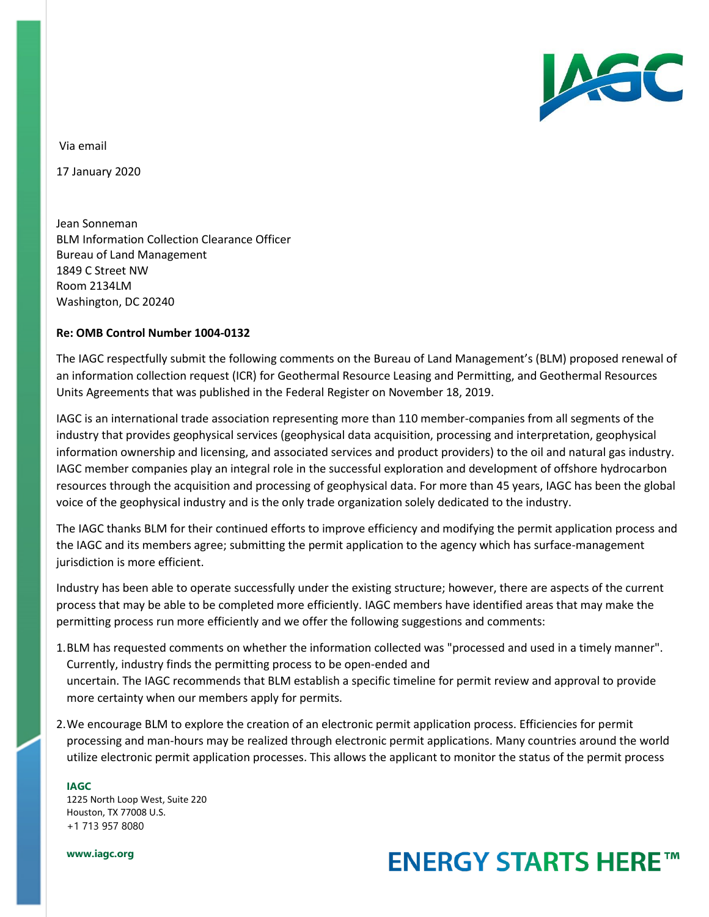Via email

17 January 2020

Jean Sonneman
BLM Information Collection Clearance Officer
Bureau of Land Management
1849 C Street NW
Room 2134LM
Washington, DC 20240

**Re: OMB Control Number 1004-0132**

The IAGC respectfully submit the following comments on the Bureau of Land Management's (BLM) proposed renewal of an information collection request (ICR) for Geothermal Resource Leasing and Permitting, and Geothermal Resources Units Agreements that was published in the Federal Register on November 18, 2019.

IAGC is an international trade association representing more than 110 member-companies from all segments of the industry that provides geophysical services (geophysical data acquisition, processing and interpretation, geophysical information ownership and licensing, and associated services and product providers) to the oil and natural gas industry. IAGC member companies play an integral role in the successful exploration and development of offshore hydrocarbon resources through the acquisition and processing of geophysical data. For more than 45 years, IAGC has been the global voice of the geophysical industry and is the only trade organization solely dedicated to the industry.

The IAGC thanks BLM for their continued efforts to improve efficiency and modifying the permit application process and the IAGC and its members agree; submitting the permit application to the agency which has surface-management jurisdiction is more efficient.

Industry has been able to operate successfully under the existing structure; however, there are aspects of the current process that may be able to be completed more efficiently. IAGC members have identified areas that may make the permitting process run more efficiently and we offer the following suggestions and comments:

1. BLM has requested comments on whether the information collected was "processed and used in a timely manner". Currently, industry finds the permitting process to be open-ended and uncertain. The IAGC recommends that BLM establish a specific timeline for permit review and approval to provide more certainty when our members apply for permits.
2. We encourage BLM to explore the creation of an electronic permit application process. Efficiencies for permit processing and man-hours may be realized through electronic permit applications. Many countries around the world utilize electronic permit application processes. This allows the applicant to monitor the status of the permit process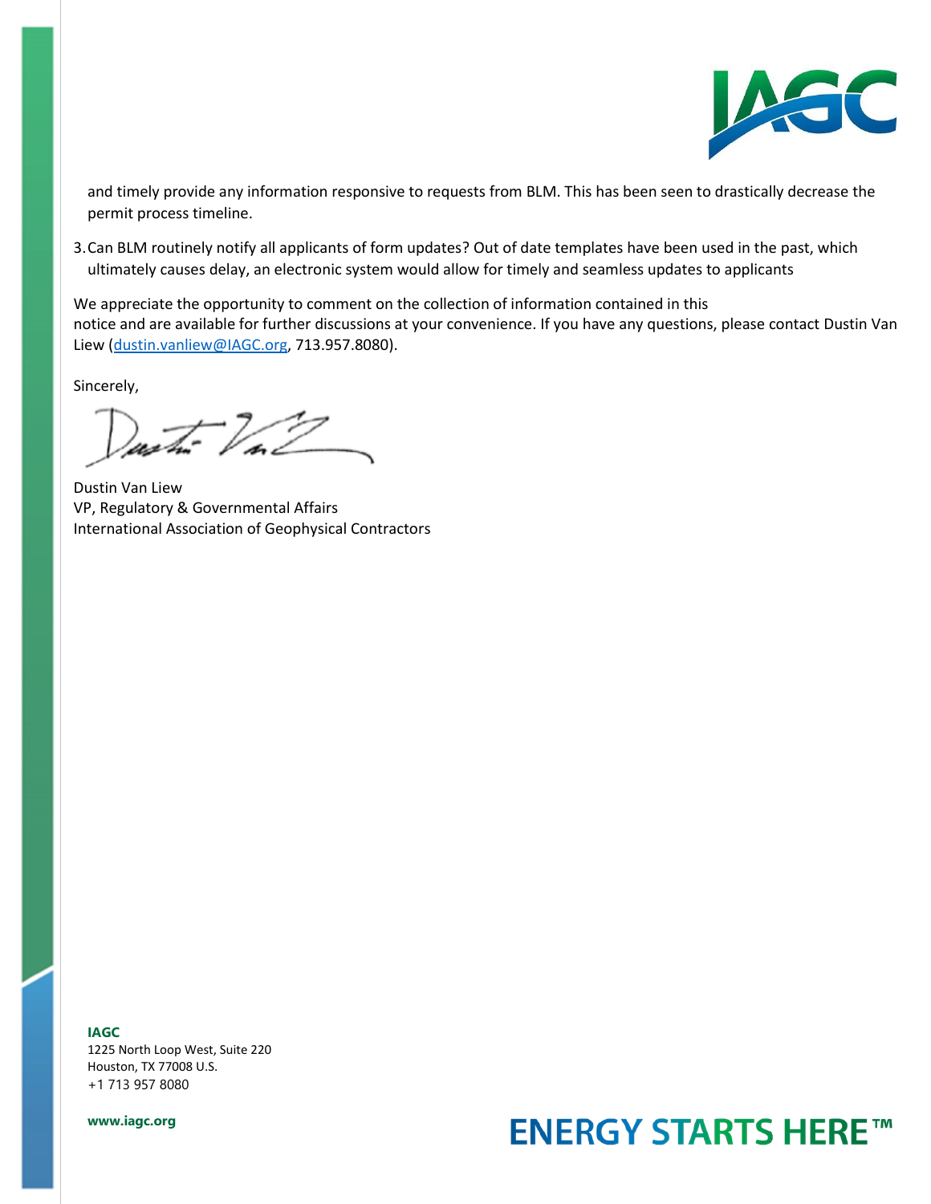and timely provide any information responsive to requests from BLM. This has been seen to drastically decrease the permit process timeline.

3. Can BLM routinely notify all applicants of form updates? Out of date templates have been used in the past, which ultimately causes delay, an electronic system would allow for timely and seamless updates to applicants

We appreciate the opportunity to comment on the collection of information contained in this notice and are available for further discussions at your convenience. If you have any questions, please contact Dustin Van Liew (dustin.vanliew@IAGC.org, 713.957.8080).

Sincerely,

Dustin Van Liew
VP, Regulatory & Governmental Affairs
International Association of Geophysical Contractors

**IAGC**
1225 North Loop West, Suite 220
Houston, TX 77008 U.S.
+1 713 957 8080

**www.iagc.org**

**ENERGY STARTS HERE™**